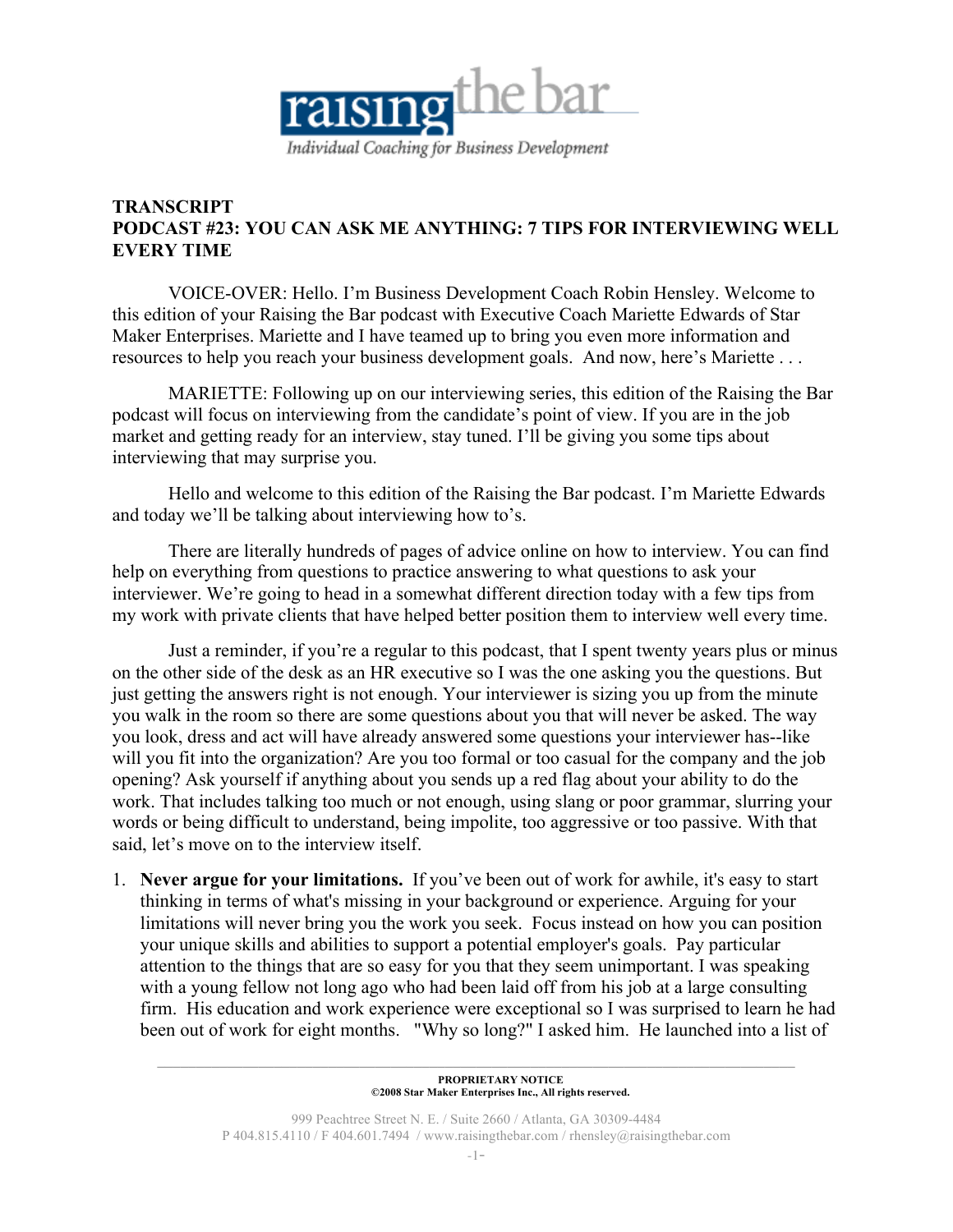**TRANSCRIPT**
**PODCAST #23: YOU CAN ASK ME ANYTHING: 7 TIPS FOR INTERVIEWING WELL EVERY TIME**

VOICE-OVER: Hello. I'm Business Development Coach Robin Hensley. Welcome to this edition of your Raising the Bar podcast with Executive Coach Mariette Edwards of Star Maker Enterprises. Mariette and I have teamed up to bring you even more information and resources to help you reach your business development goals. And now, here's Mariette . . .

MARIETTE: Following up on our interviewing series, this edition of the Raising the Bar podcast will focus on interviewing from the candidate's point of view. If you are in the job market and getting ready for an interview, stay tuned. I'll be giving you some tips about interviewing that may surprise you.

Hello and welcome to this edition of the Raising the Bar podcast. I'm Mariette Edwards and today we'll be talking about interviewing how to's.

There are literally hundreds of pages of advice online on how to interview. You can find help on everything from questions to practice answering to what questions to ask your interviewer. We're going to head in a somewhat different direction today with a few tips from my work with private clients that have helped better position them to interview well every time.

Just a reminder, if you're a regular to this podcast, that I spent twenty years plus or minus on the other side of the desk as an HR executive so I was the one asking you the questions. But just getting the answers right is not enough. Your interviewer is sizing you up from the minute you walk in the room so there are some questions about you that will never be asked. The way you look, dress and act will have already answered some questions your interviewer has--like will you fit into the organization? Are you too formal or too casual for the company and the job opening? Ask yourself if anything about you sends up a red flag about your ability to do the work. That includes talking too much or not enough, using slang or poor grammar, slurring your words or being difficult to understand, being impolite, too aggressive or too passive. With that said, let's move on to the interview itself.

1. **Never argue for your limitations.** If you've been out of work for awhile, it's easy to start thinking in terms of what's missing in your background or experience. Arguing for your limitations will never bring you the work you seek. Focus instead on how you can position your unique skills and abilities to support a potential employer's goals. Pay particular attention to the things that are so easy for you that they seem unimportant. I was speaking with a young fellow not long ago who had been laid off from his job at a large consulting firm. His education and work experience were exceptional so I was surprised to learn he had been out of work for eight months. "Why so long?" I asked him. He launched into a list of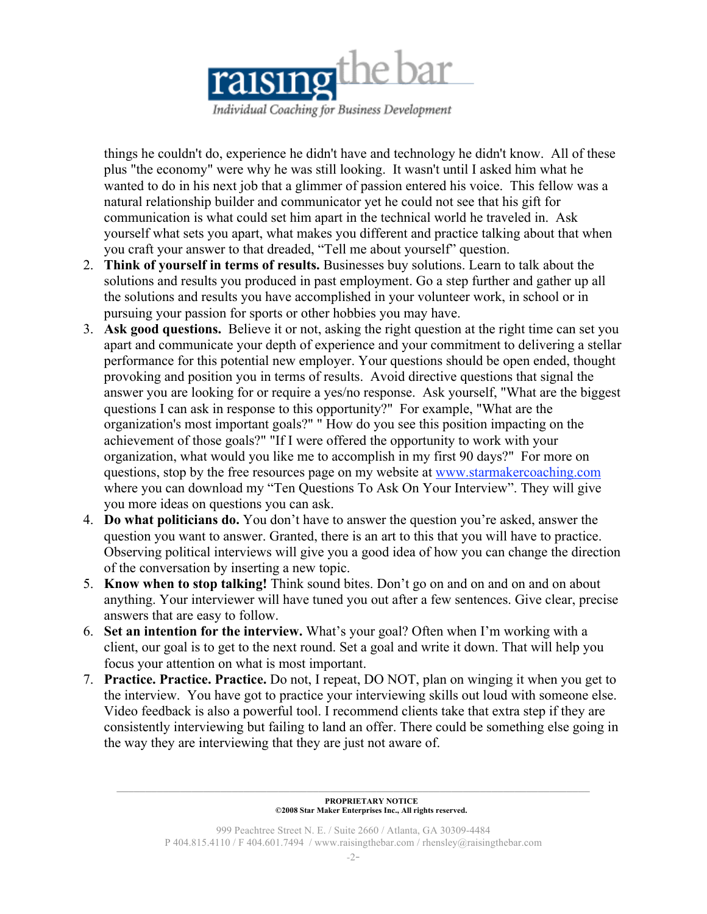things he couldn't do, experience he didn't have and technology he didn't know. All of these plus "the economy" were why he was still looking. It wasn't until I asked him what he wanted to do in his next job that a glimmer of passion entered his voice. This fellow was a natural relationship builder and communicator yet he could not see that his gift for communication is what could set him apart in the technical world he traveled in. Ask yourself what sets you apart, what makes you different and practice talking about that when you craft your answer to that dreaded, "Tell me about yourself" question.

2. **Think of yourself in terms of results.** Businesses buy solutions. Learn to talk about the solutions and results you produced in past employment. Go a step further and gather up all the solutions and results you have accomplished in your volunteer work, in school or in pursuing your passion for sports or other hobbies you may have.
3. **Ask good questions.** Believe it or not, asking the right question at the right time can set you apart and communicate your depth of experience and your commitment to delivering a stellar performance for this potential new employer. Your questions should be open ended, thought provoking and position you in terms of results. Avoid directive questions that signal the answer you are looking for or require a yes/no response. Ask yourself, "What are the biggest questions I can ask in response to this opportunity?" For example, "What are the organization's most important goals?" " How do you see this position impacting on the achievement of those goals?" "If I were offered the opportunity to work with your organization, what would you like me to accomplish in my first 90 days?" For more on questions, stop by the free resources page on my website at [www.starmakercoaching.com](http://www.starmakercoaching.com) where you can download my "Ten Questions To Ask On Your Interview". They will give you more ideas on questions you can ask.
4. **Do what politicians do.** You don't have to answer the question you're asked, answer the question you want to answer. Granted, there is an art to this that you will have to practice. Observing political interviews will give you a good idea of how you can change the direction of the conversation by inserting a new topic.
5. **Know when to stop talking!** Think sound bites. Don't go on and on and on and on about anything. Your interviewer will have tuned you out after a few sentences. Give clear, precise answers that are easy to follow.
6. **Set an intention for the interview.** What's your goal? Often when I'm working with a client, our goal is to get to the next round. Set a goal and write it down. That will help you focus your attention on what is most important.
7. **Practice. Practice. Practice.** Do not, I repeat, DO NOT, plan on winging it when you get to the interview. You have got to practice your interviewing skills out loud with someone else. Video feedback is also a powerful tool. I recommend clients take that extra step if they are consistently interviewing but failing to land an offer. There could be something else going in the way they are interviewing that they are just not aware of.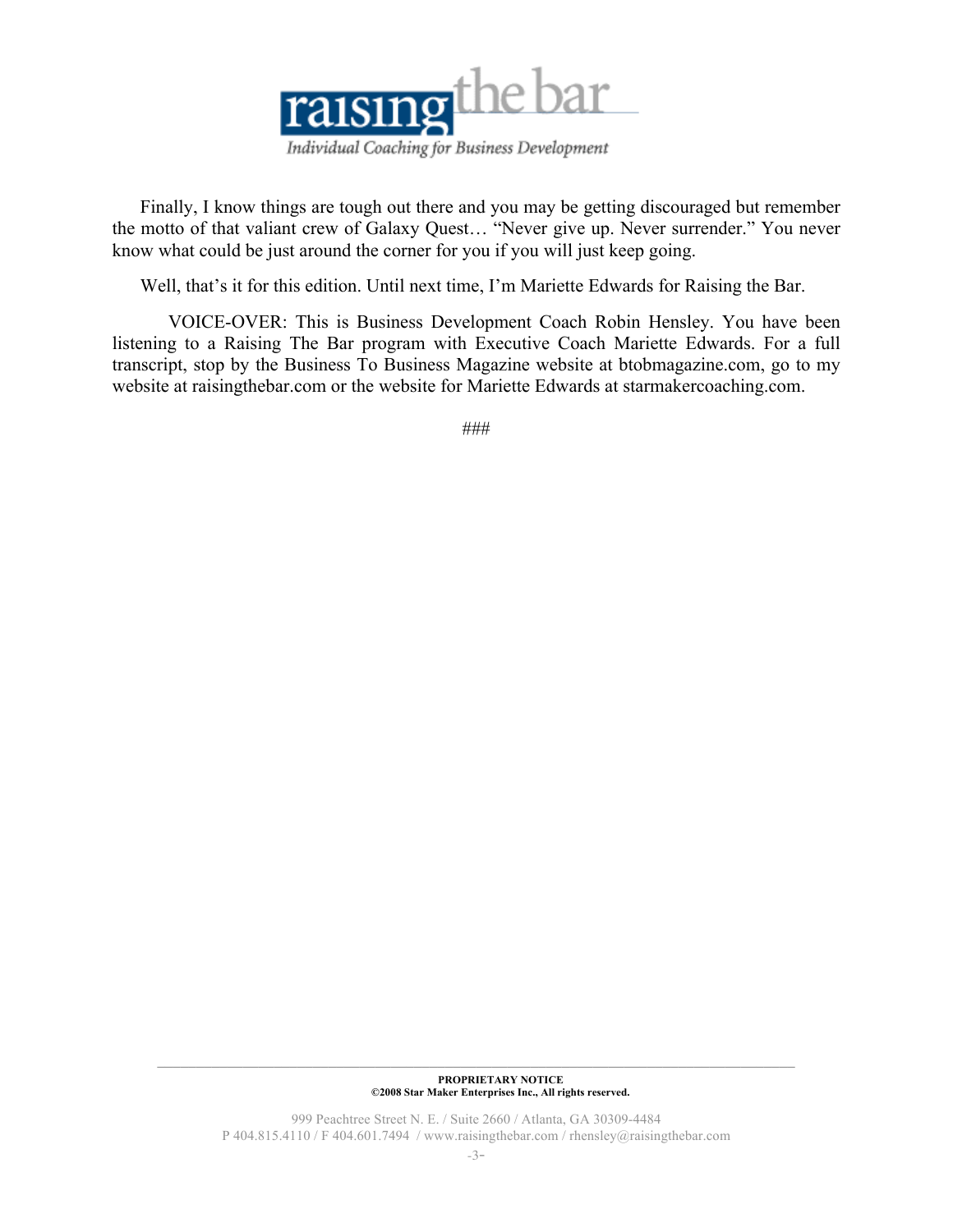Finally, I know things are tough out there and you may be getting discouraged but remember the motto of that valiant crew of Galaxy Quest… "Never give up. Never surrender." You never know what could be just around the corner for you if you will just keep going.

Well, that's it for this edition. Until next time, I'm Mariette Edwards for Raising the Bar.

VOICE-OVER: This is Business Development Coach Robin Hensley. You have been listening to a Raising The Bar program with Executive Coach Mariette Edwards. For a full transcript, stop by the Business To Business Magazine website at btobmagazine.com, go to my website at raisingthebar.com or the website for Mariette Edwards at starmakercoaching.com.

###